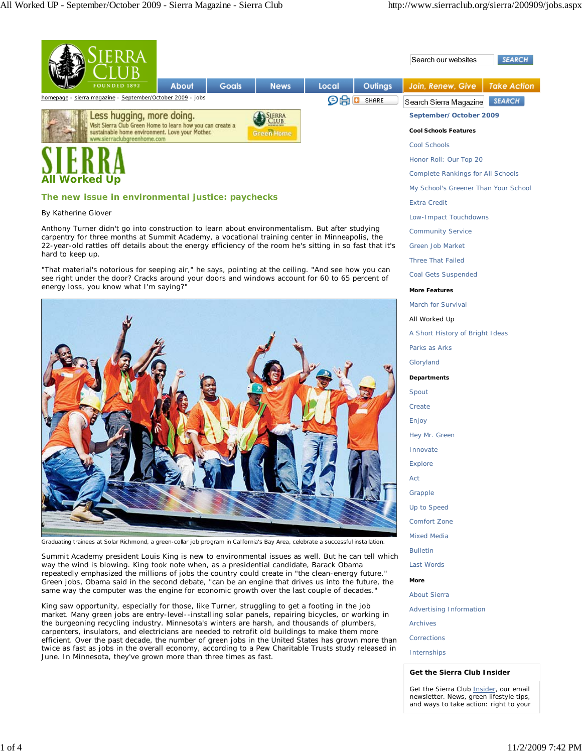# SIERRA

## All Worked Up

### The new issue in environmental justice: paychecks

By Katherine Glover

Anthony Turner didn't go into construction to learn about environmentalism. But after studying carpentry for three months at Summit Academy, a vocational training center in Minneapolis, the 22-year-old rattles off details about the energy efficiency of the room he's sitting in so fast that it's hard to keep up.

"That material's notorious for seeping air," he says, pointing at the ceiling. "And see how you can see right under the door? Cracks around your doors and windows account for 60 to 65 percent of energy loss, you know what I'm saying?"

Graduating trainees at Solar Richmond, a green-collar job program in California's Bay Area, celebrate a successful installation.

Summit Academy president Louis King is new to environmental issues as well. But he can tell which way the wind is blowing. King took note when, as a presidential candidate, Barack Obama repeatedly emphasized the millions of jobs the country could create in "the clean-energy future." Green jobs, Obama said in the second debate, "can be an engine that drives us into the future, the same way the computer was the engine for economic growth over the last couple of decades."

King saw opportunity, especially for those, like Turner, struggling to get a footing in the job market. Many green jobs are entry-level--installing solar panels, repairing bicycles, or working in the burgeoning recycling industry. Minnesota's winters are harsh, and thousands of plumbers, carpenters, insulators, and electricians are needed to retrofit old buildings to make them more efficient. Over the past decade, the number of green jobs in the United States has grown more than twice as fast as jobs in the overall economy, according to a Pew Charitable Trusts study released in June. In Minnesota, they've grown more than three times as fast.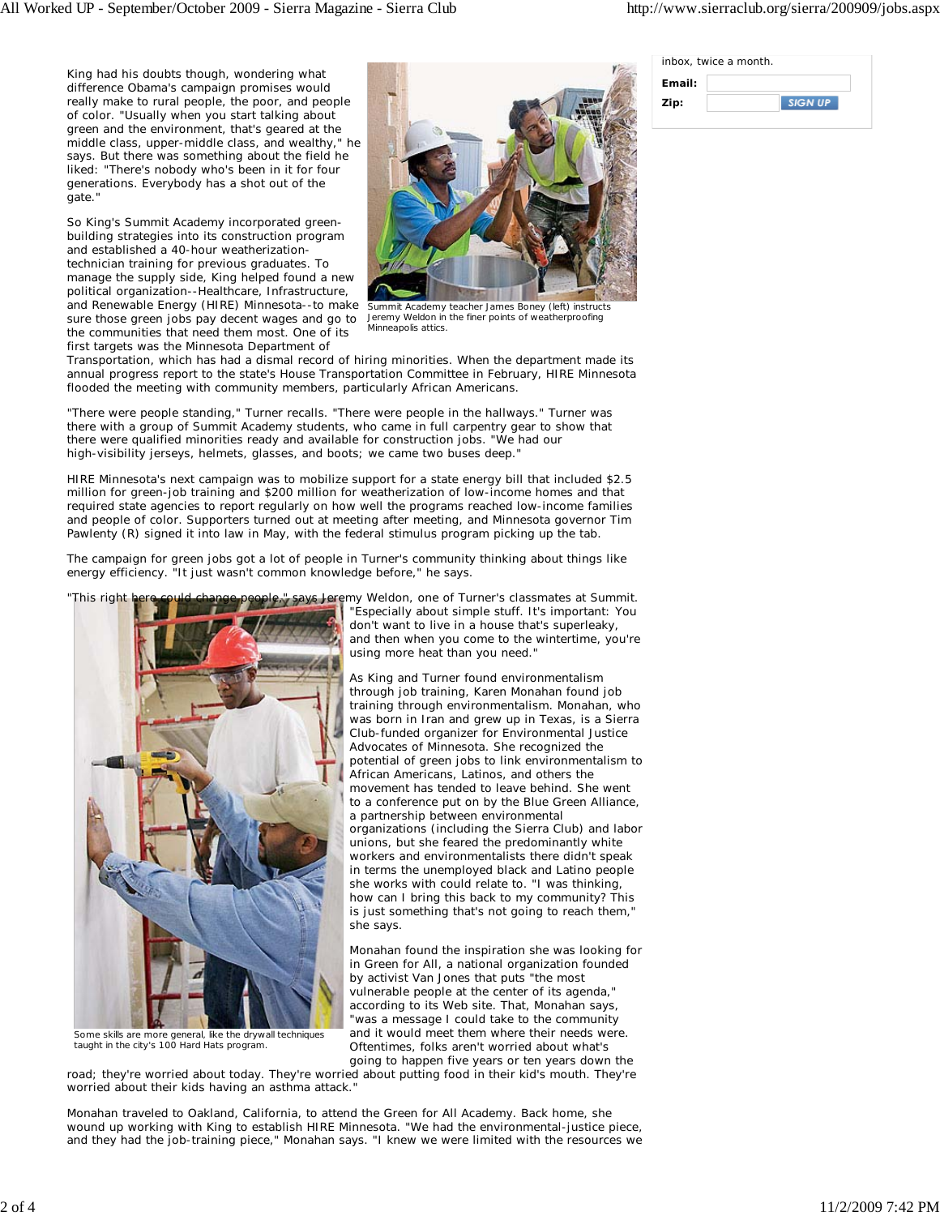King had his doubts though, wondering what difference Obama's campaign promises would really make to rural people, the poor, and people of color. "Usually when you start talking about green and the environment, that's geared at the middle class, upper-middle class, and wealthy," he says. But there was something about the field he liked: "There's nobody who's been in it for four generations. Everybody has a shot out of the gate."

So King's Summit Academy incorporated green-building strategies into its construction program and established a 40-hour weatherization-technician training for previous graduates. To manage the supply side, King helped found a new political organization--Healthcare, Infrastructure, and Renewable Energy (HIRE) Minnesota--to make sure those green jobs pay decent wages and go to the communities that need them most. One of its first targets was the Minnesota Department of Transportation, which has had a dismal record of hiring minorities. When the department made its annual progress report to the state's House Transportation Committee in February, HIRE Minnesota flooded the meeting with community members, particularly African Americans.

Summit Academy teacher James Boney (left) instructs Jeremy Weldon in the finer points of weatherproofing Minneapolis attics.

"There were people standing," Turner recalls. "There were people in the hallways." Turner was there with a group of Summit Academy students, who came in full carpentry gear to show that there were qualified minorities ready and available for construction jobs. "We had our high-visibility jerseys, helmets, glasses, and boots; we came two buses deep."

HIRE Minnesota's next campaign was to mobilize support for a state energy bill that included $2.5 million for green-job training and $200 million for weatherization of low-income homes and that required state agencies to report regularly on how well the programs reached low-income families and people of color. Supporters turned out at meeting after meeting, and Minnesota governor Tim Pawlenty (R) signed it into law in May, with the federal stimulus program picking up the tab.

The campaign for green jobs got a lot of people in Turner's community thinking about things like energy efficiency. "It just wasn't common knowledge before," he says.

"This right here could change people," says Jeremy Weldon, one of Turner's classmates at Summit. "Especially about simple stuff. It's important: You don't want to live in a house that's superleaky, and then when you come to the wintertime, you're using more heat than you need."

Some skills are more general, like the drywall techniques taught in the city's 100 Hard Hats program.

As King and Turner found environmentalism through job training, Karen Monahan found job training through environmentalism. Monahan, who was born in Iran and grew up in Texas, is a Sierra Club-funded organizer for Environmental Justice Advocates of Minnesota. She recognized the potential of green jobs to link environmentalism to African Americans, Latinos, and others the movement has tended to leave behind. She went to a conference put on by the Blue Green Alliance, a partnership between environmental organizations (including the Sierra Club) and labor unions, but she feared the predominantly white workers and environmentalists there didn't speak in terms the unemployed black and Latino people she works with could relate to. "I was thinking, how can I bring this back to my community? This is just something that's not going to reach them," she says.

Monahan found the inspiration she was looking for in Green for All, a national organization founded by activist Van Jones that puts "the most vulnerable people at the center of its agenda," according to its Web site. That, Monahan says, "was a message I could take to the community and it would meet them where their needs were. Oftentimes, folks aren't worried about what's going to happen five years or ten years down the road; they're worried about today. They're worried about putting food in their kid's mouth. They're worried about their kids having an asthma attack."

Monahan traveled to Oakland, California, to attend the Green for All Academy. Back home, she wound up working with King to establish HIRE Minnesota. "We had the environmental-justice piece, and they had the job-training piece," Monahan says. "I knew we were limited with the resources we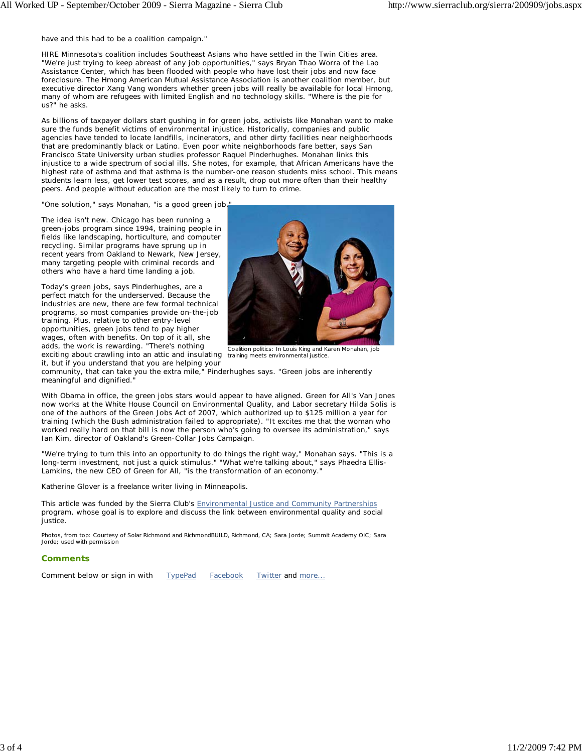have and this had to be a coalition campaign."

HIRE Minnesota's coalition includes Southeast Asians who have settled in the Twin Cities area. "We're just trying to keep abreast of any job opportunities," says Bryan Thao Worra of the Lao Assistance Center, which has been flooded with people who have lost their jobs and now face foreclosure. The Hmong American Mutual Assistance Association is another coalition member, but executive director Xang Vang wonders whether green jobs will really be available for local Hmong, many of whom are refugees with limited English and no technology skills. "Where is the pie for us?" he asks.

As billions of taxpayer dollars start gushing in for green jobs, activists like Monahan want to make sure the funds benefit victims of environmental injustice. Historically, companies and public agencies have tended to locate landfills, incinerators, and other dirty facilities near neighborhoods that are predominantly black or Latino. Even poor white neighborhoods fare better, says San Francisco State University urban studies professor Raquel Pinderhughes. Monahan links this injustice to a wide spectrum of social ills. She notes, for example, that African Americans have the highest rate of asthma and that asthma is the number-one reason students miss school. This means students learn less, get lower test scores, and as a result, drop out more often than their healthy peers. And people without education are the most likely to turn to crime.

"One solution," says Monahan, "is a good green job."

The idea isn't new. Chicago has been running a green-jobs program since 1994, training people in fields like landscaping, horticulture, and computer recycling. Similar programs have sprung up in recent years from Oakland to Newark, New Jersey, many targeting people with criminal records and others who have a hard time landing a job.

Today's green jobs, says Pinderhughes, are a perfect match for the underserved. Because the industries are new, there are few formal technical programs, so most companies provide on-the-job training. Plus, relative to other entry-level opportunities, green jobs tend to pay higher wages, often with benefits. On top of it all, she adds, the work is rewarding. "There's nothing exciting about crawling into an attic and insulating it, but if you understand that you are helping your community, that can take you the extra mile," Pinderhughes says. "Green jobs are inherently meaningful and dignified."

Coalition politics: In Louis King and Karen Monahan, job training meets environmental justice.

With Obama in office, the green jobs stars would appear to have aligned. Green for All's Van Jones now works at the White House Council on Environmental Quality, and Labor secretary Hilda Solis is one of the authors of the Green Jobs Act of 2007, which authorized up to $125 million a year for training (which the Bush administration failed to appropriate). "It excites me that the woman who worked really hard on that bill is now the person who's going to oversee its administration," says Ian Kim, director of Oakland's Green-Collar Jobs Campaign.

"We're trying to turn this into an opportunity to do things the right way," Monahan says. "This is a long-term investment, not just a quick stimulus." "What we're talking about," says Phaedra Ellis-Lamkins, the new CEO of Green for All, "is the transformation of an economy."

Katherine Glover is a freelance writer living in Minneapolis.

This article was funded by the Sierra Club's Environmental Justice and Community Partnerships program, whose goal is to explore and discuss the link between environmental quality and social justice.

Photos, from top: Courtesy of Solar Richmond and RichmondBUILD, Richmond, CA; Sara Jorde; Summit Academy OIC; Sara Jorde; used with permission

## Comments

Comment below or sign in with TypePad Facebook Twitter and more...